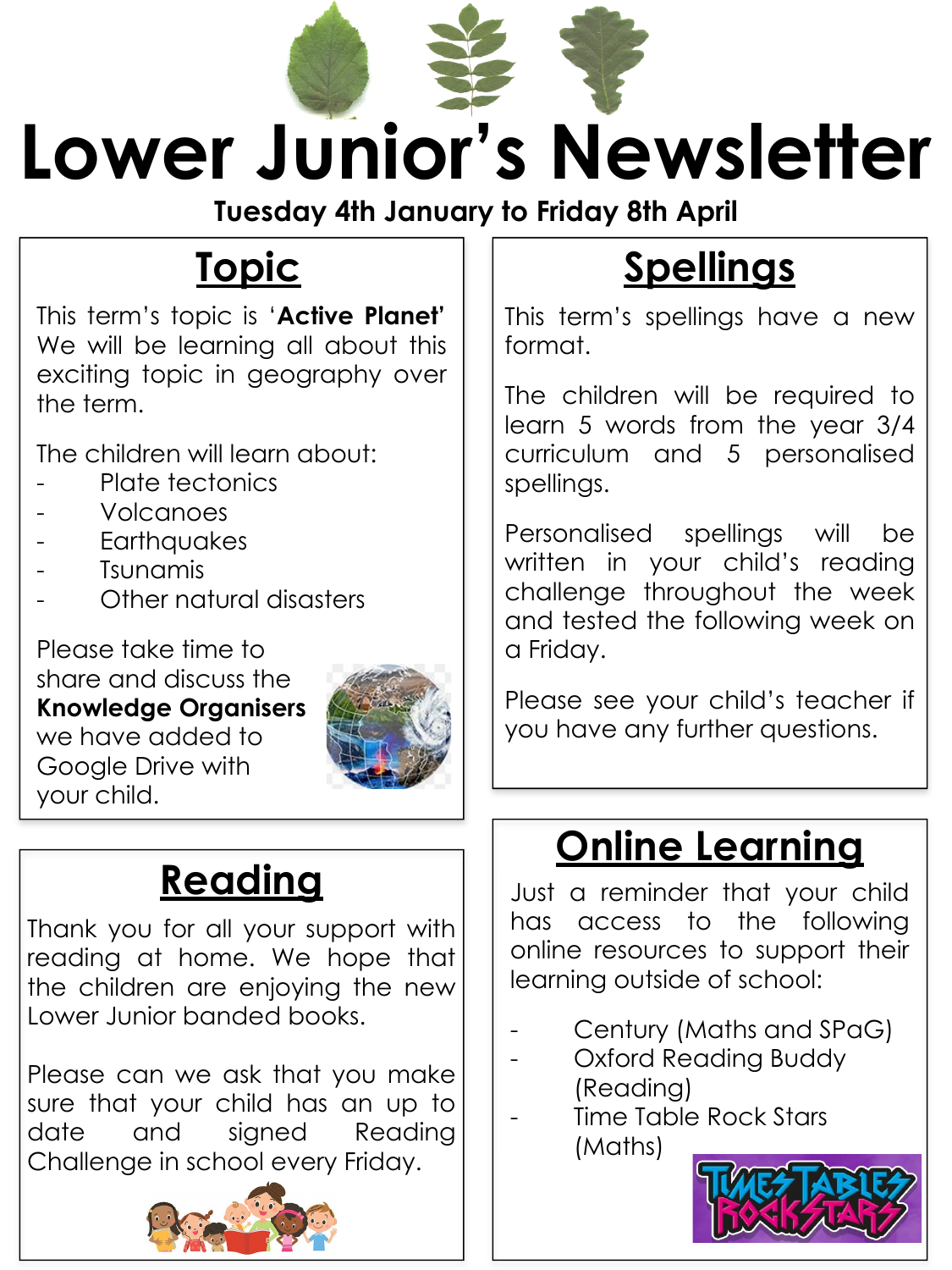# Lower Junior's Newsletter

**Tuesday 4th January to Friday 8th April**

## Topic

This term's topic is '**Active Planet**' We will be learning all about this exciting topic in geography over the term.

The children will learn about:

- Plate tectonics
- Volcanoes
- Earthquakes
- Tsunamis
- Other natural disasters

Please take time to share and discuss the **Knowledge Organisers** we have added to Google Drive with your child.

## Spellings

This term's spellings have a new format.

The children will be required to learn 5 words from the year 3/4 curriculum and 5 personalised spellings.

Personalised spellings will be written in your child's reading challenge throughout the week and tested the following week on a Friday.

Please see your child's teacher if you have any further questions.

## Reading

Thank you for all your support with reading at home. We hope that the children are enjoying the new Lower Junior banded books.

Please can we ask that you make sure that your child has an up to date and signed Reading Challenge in school every Friday.

## Online Learning

Just a reminder that your child has access to the following online resources to support their learning outside of school:

- Century (Maths and SPaG)
- Oxford Reading Buddy (Reading)
- Time Table Rock Stars (Maths)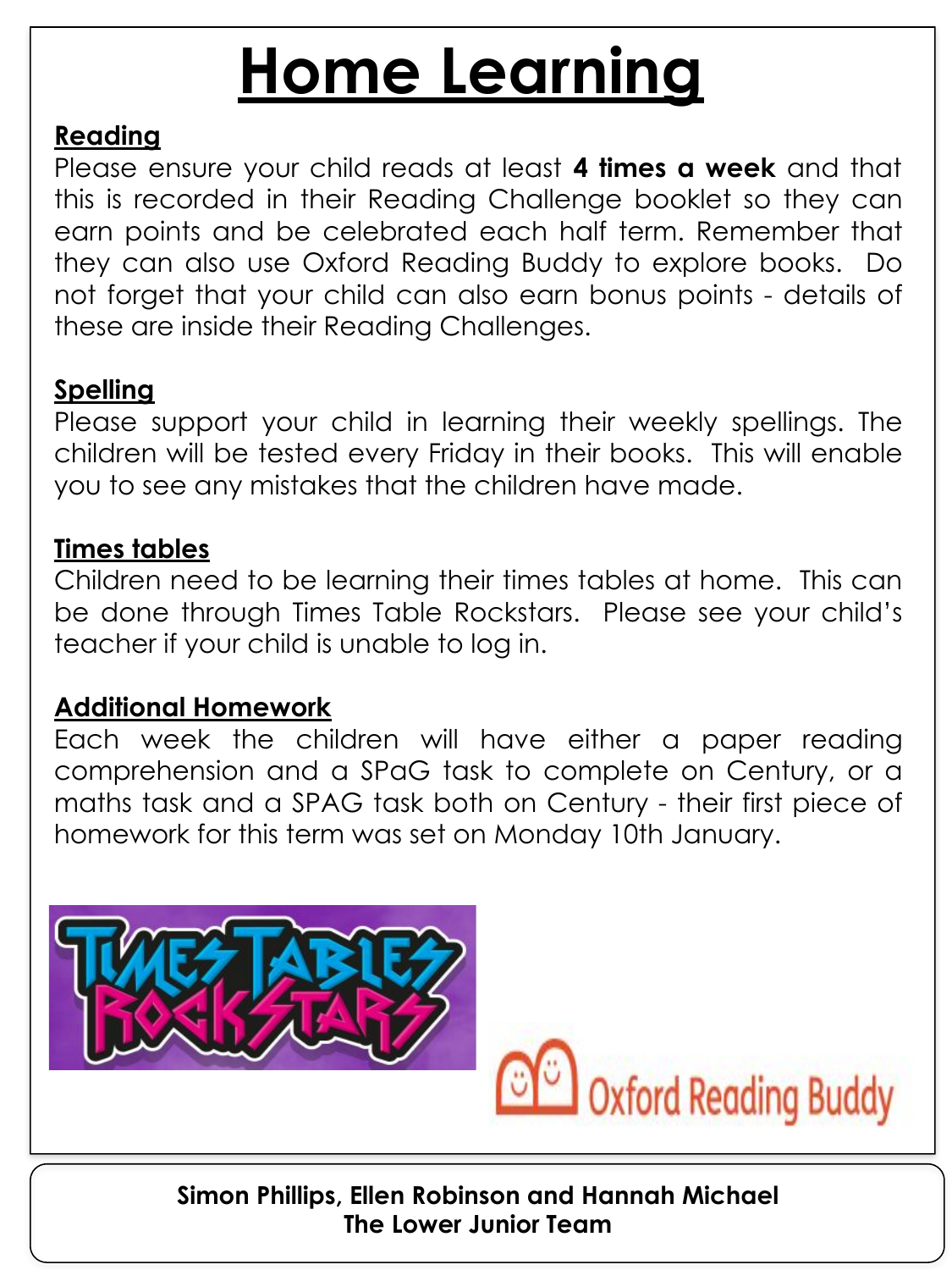# Home Learning

## Reading

Please ensure your child reads at least **4 times a week** and that this is recorded in their Reading Challenge booklet so they can earn points and be celebrated each half term. Remember that they can also use Oxford Reading Buddy to explore books. Do not forget that your child can also earn bonus points - details of these are inside their Reading Challenges.

## Spelling

Please support your child in learning their weekly spellings. The children will be tested every Friday in their books. This will enable you to see any mistakes that the children have made.

## Times tables

Children need to be learning their times tables at home. This can be done through Times Table Rockstars. Please see your child's teacher if your child is unable to log in.

## Additional Homework

Each week the children will have either a paper reading comprehension and a SPaG task to complete on Century, or a maths task and a SPAG task both on Century - their first piece of homework for this term was set on Monday 10th January.

**Simon Phillips, Ellen Robinson and Hannah Michael**
**The Lower Junior Team**